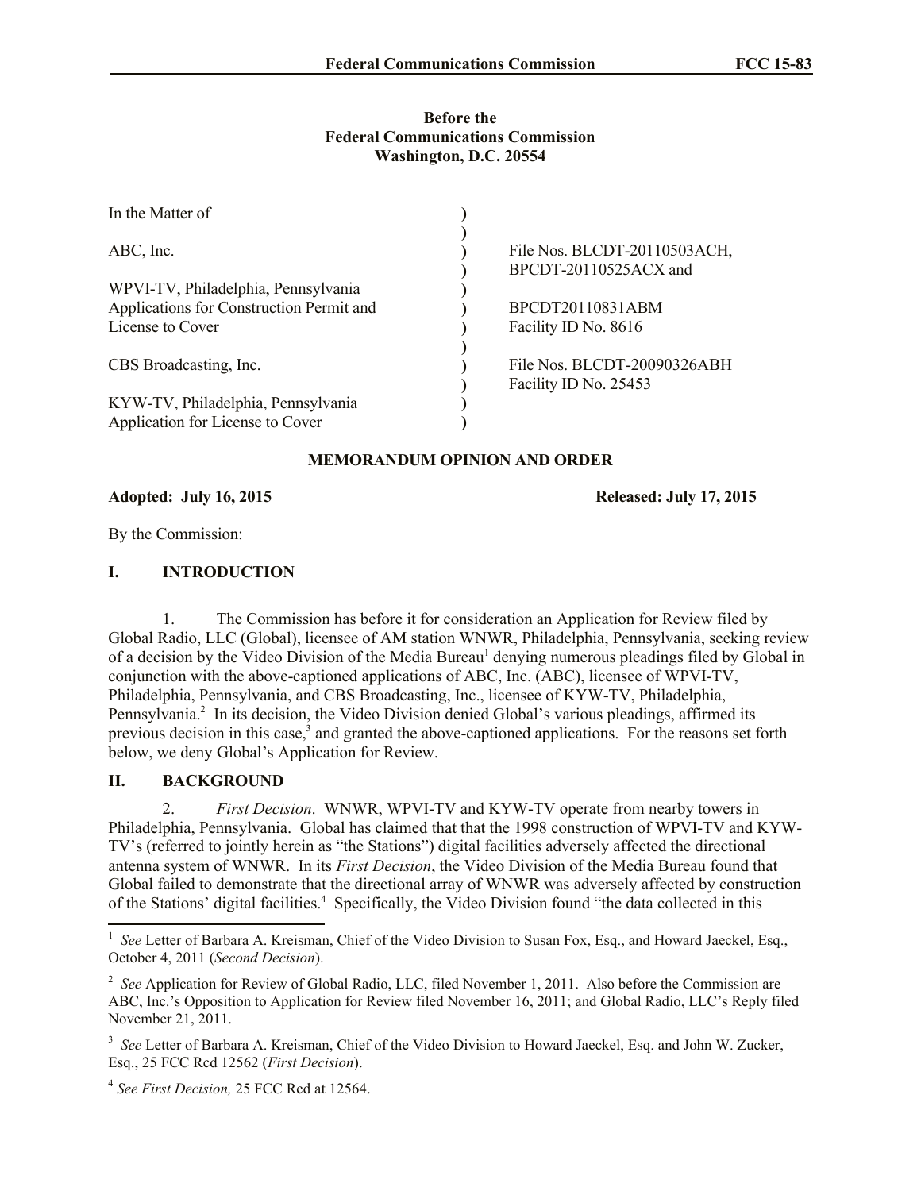**Before the**
**Federal Communications Commission**
**Washington, D.C. 20554**

| In the Matter of | ) | |
|---|---|---|
| | ) | |
| ABC, Inc. | ) | File Nos. BLCDT-20110503ACH, |
| | ) | BPCDT-20110525ACX and |
| WPVI-TV, Philadelphia, Pennsylvania | ) | |
| Applications for Construction Permit and | ) | BPCDT20110831ABM |
| License to Cover | ) | Facility ID No. 8616 |
| | ) | |
| CBS Broadcasting, Inc. | ) | File Nos. BLCDT-20090326ABH |
| | ) | Facility ID No. 25453 |
| KYW-TV, Philadelphia, Pennsylvania | ) | |
| Application for License to Cover | ) | |

## MEMORANDUM OPINION AND ORDER

**Adopted: July 16, 2015** **Released: July 17, 2015**

By the Commission:

## I. INTRODUCTION

1. The Commission has before it for consideration an Application for Review filed by Global Radio, LLC (Global), licensee of AM station WNWR, Philadelphia, Pennsylvania, seeking review of a decision by the Video Division of the Media Bureau[1] denying numerous pleadings filed by Global in conjunction with the above-captioned applications of ABC, Inc. (ABC), licensee of WPVI-TV, Philadelphia, Pennsylvania, and CBS Broadcasting, Inc., licensee of KYW-TV, Philadelphia, Pennsylvania.[2] In its decision, the Video Division denied Global's various pleadings, affirmed its previous decision in this case,[3] and granted the above-captioned applications. For the reasons set forth below, we deny Global's Application for Review.

## II. BACKGROUND

2. *First Decision*. WNWR, WPVI-TV and KYW-TV operate from nearby towers in Philadelphia, Pennsylvania. Global has claimed that that the 1998 construction of WPVI-TV and KYW-TV's (referred to jointly herein as "the Stations") digital facilities adversely affected the directional antenna system of WNWR. In its *First Decision*, the Video Division of the Media Bureau found that Global failed to demonstrate that the directional array of WNWR was adversely affected by construction of the Stations' digital facilities.[4] Specifically, the Video Division found "the data collected in this

---

[1] *See* Letter of Barbara A. Kreisman, Chief of the Video Division to Susan Fox, Esq., and Howard Jaeckel, Esq., October 4, 2011 (*Second Decision*).

[2] *See* Application for Review of Global Radio, LLC, filed November 1, 2011. Also before the Commission are ABC, Inc.'s Opposition to Application for Review filed November 16, 2011; and Global Radio, LLC's Reply filed November 21, 2011.

[3] *See* Letter of Barbara A. Kreisman, Chief of the Video Division to Howard Jaeckel, Esq. and John W. Zucker, Esq., 25 FCC Rcd 12562 (*First Decision*).

[4] *See First Decision,* 25 FCC Rcd at 12564.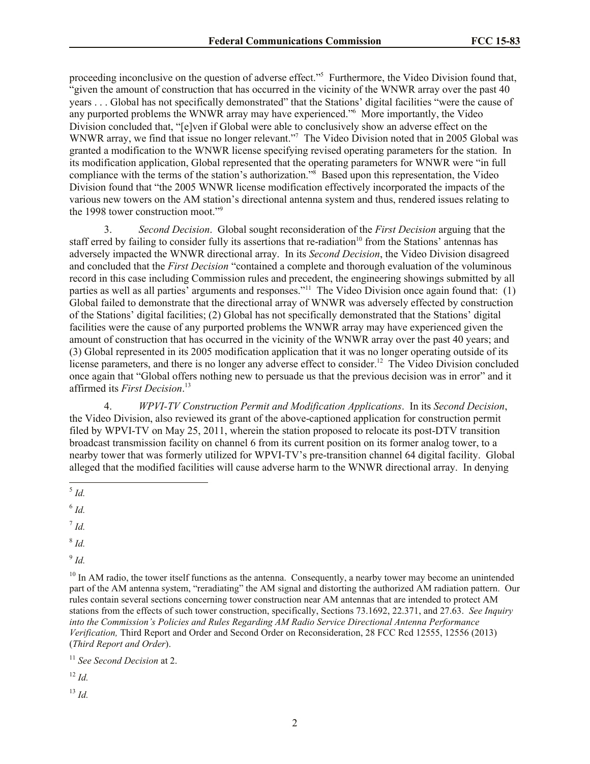proceeding inconclusive on the question of adverse effect."[5] Furthermore, the Video Division found that, "given the amount of construction that has occurred in the vicinity of the WNWR array over the past 40 years . . . Global has not specifically demonstrated" that the Stations' digital facilities "were the cause of any purported problems the WNWR array may have experienced."[6] More importantly, the Video Division concluded that, "[e]ven if Global were able to conclusively show an adverse effect on the WNWR array, we find that issue no longer relevant."[7] The Video Division noted that in 2005 Global was granted a modification to the WNWR license specifying revised operating parameters for the station. In its modification application, Global represented that the operating parameters for WNWR were "in full compliance with the terms of the station's authorization."[8] Based upon this representation, the Video Division found that "the 2005 WNWR license modification effectively incorporated the impacts of the various new towers on the AM station's directional antenna system and thus, rendered issues relating to the 1998 tower construction moot."[9]

3. *Second Decision*. Global sought reconsideration of the *First Decision* arguing that the staff erred by failing to consider fully its assertions that re-radiation[10] from the Stations' antennas has adversely impacted the WNWR directional array. In its *Second Decision*, the Video Division disagreed and concluded that the *First Decision* "contained a complete and thorough evaluation of the voluminous record in this case including Commission rules and precedent, the engineering showings submitted by all parties as well as all parties' arguments and responses."[11] The Video Division once again found that: (1) Global failed to demonstrate that the directional array of WNWR was adversely effected by construction of the Stations' digital facilities; (2) Global has not specifically demonstrated that the Stations' digital facilities were the cause of any purported problems the WNWR array may have experienced given the amount of construction that has occurred in the vicinity of the WNWR array over the past 40 years; and (3) Global represented in its 2005 modification application that it was no longer operating outside of its license parameters, and there is no longer any adverse effect to consider.[12] The Video Division concluded once again that "Global offers nothing new to persuade us that the previous decision was in error" and it affirmed its *First Decision*.[13]

4. *WPVI-TV Construction Permit and Modification Applications*. In its *Second Decision*, the Video Division, also reviewed its grant of the above-captioned application for construction permit filed by WPVI-TV on May 25, 2011, wherein the station proposed to relocate its post-DTV transition broadcast transmission facility on channel 6 from its current position on its former analog tower, to a nearby tower that was formerly utilized for WPVI-TV's pre-transition channel 64 digital facility. Global alleged that the modified facilities will cause adverse harm to the WNWR directional array. In denying

---

[5] *Id.*

[6] *Id.*

[7] *Id.*

[8] *Id.*

[9] *Id.*

[10] In AM radio, the tower itself functions as the antenna. Consequently, a nearby tower may become an unintended part of the AM antenna system, "reradiating" the AM signal and distorting the authorized AM radiation pattern. Our rules contain several sections concerning tower construction near AM antennas that are intended to protect AM stations from the effects of such tower construction, specifically, Sections 73.1692, 22.371, and 27.63. *See Inquiry into the Commission's Policies and Rules Regarding AM Radio Service Directional Antenna Performance Verification,* Third Report and Order and Second Order on Reconsideration, 28 FCC Rcd 12555, 12556 (2013) (*Third Report and Order*).

[11] *See Second Decision* at 2.

[12] *Id.*

[13] *Id.*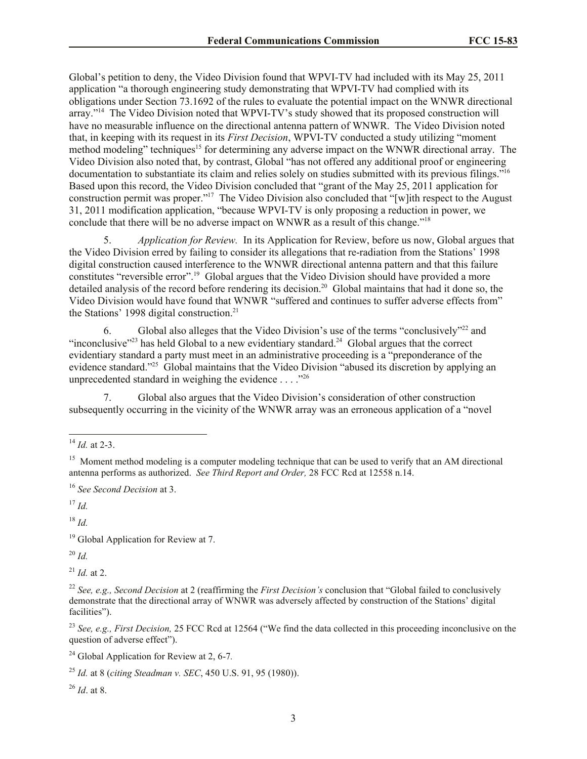Global's petition to deny, the Video Division found that WPVI-TV had included with its May 25, 2011 application "a thorough engineering study demonstrating that WPVI-TV had complied with its obligations under Section 73.1692 of the rules to evaluate the potential impact on the WNWR directional array."[14] The Video Division noted that WPVI-TV's study showed that its proposed construction will have no measurable influence on the directional antenna pattern of WNWR. The Video Division noted that, in keeping with its request in its *First Decision*, WPVI-TV conducted a study utilizing "moment method modeling" techniques[15] for determining any adverse impact on the WNWR directional array. The Video Division also noted that, by contrast, Global "has not offered any additional proof or engineering documentation to substantiate its claim and relies solely on studies submitted with its previous filings."[16] Based upon this record, the Video Division concluded that "grant of the May 25, 2011 application for construction permit was proper."[17] The Video Division also concluded that "[w]ith respect to the August 31, 2011 modification application, "because WPVI-TV is only proposing a reduction in power, we conclude that there will be no adverse impact on WNWR as a result of this change."[18]

5. *Application for Review.* In its Application for Review, before us now, Global argues that the Video Division erred by failing to consider its allegations that re-radiation from the Stations' 1998 digital construction caused interference to the WNWR directional antenna pattern and that this failure constitutes "reversible error".[19] Global argues that the Video Division should have provided a more detailed analysis of the record before rendering its decision.[20] Global maintains that had it done so, the Video Division would have found that WNWR "suffered and continues to suffer adverse effects from" the Stations' 1998 digital construction.[21]

6. Global also alleges that the Video Division's use of the terms "conclusively"[22] and "inconclusive"[23] has held Global to a new evidentiary standard.[24] Global argues that the correct evidentiary standard a party must meet in an administrative proceeding is a "preponderance of the evidence standard."[25] Global maintains that the Video Division "abused its discretion by applying an unprecedented standard in weighing the evidence . . . ."[26]

7. Global also argues that the Video Division's consideration of other construction subsequently occurring in the vicinity of the WNWR array was an erroneous application of a "novel

---

[14] *Id.* at 2-3.

[15] Moment method modeling is a computer modeling technique that can be used to verify that an AM directional antenna performs as authorized. *See Third Report and Order,* 28 FCC Rcd at 12558 n.14.

[16] *See Second Decision* at 3.

[17] *Id.*

[18] *Id.*

[19] Global Application for Review at 7.

[20] *Id.*

[21] *Id.* at 2.

[22] *See, e.g., Second Decision* at 2 (reaffirming the *First Decision's* conclusion that "Global failed to conclusively demonstrate that the directional array of WNWR was adversely affected by construction of the Stations' digital facilities").

[23] *See, e.g., First Decision,* 25 FCC Rcd at 12564 ("We find the data collected in this proceeding inconclusive on the question of adverse effect").

[24] Global Application for Review at 2, 6-7.

[25] *Id.* at 8 (*citing Steadman v. SEC*, 450 U.S. 91, 95 (1980)).

[26] *Id*. at 8.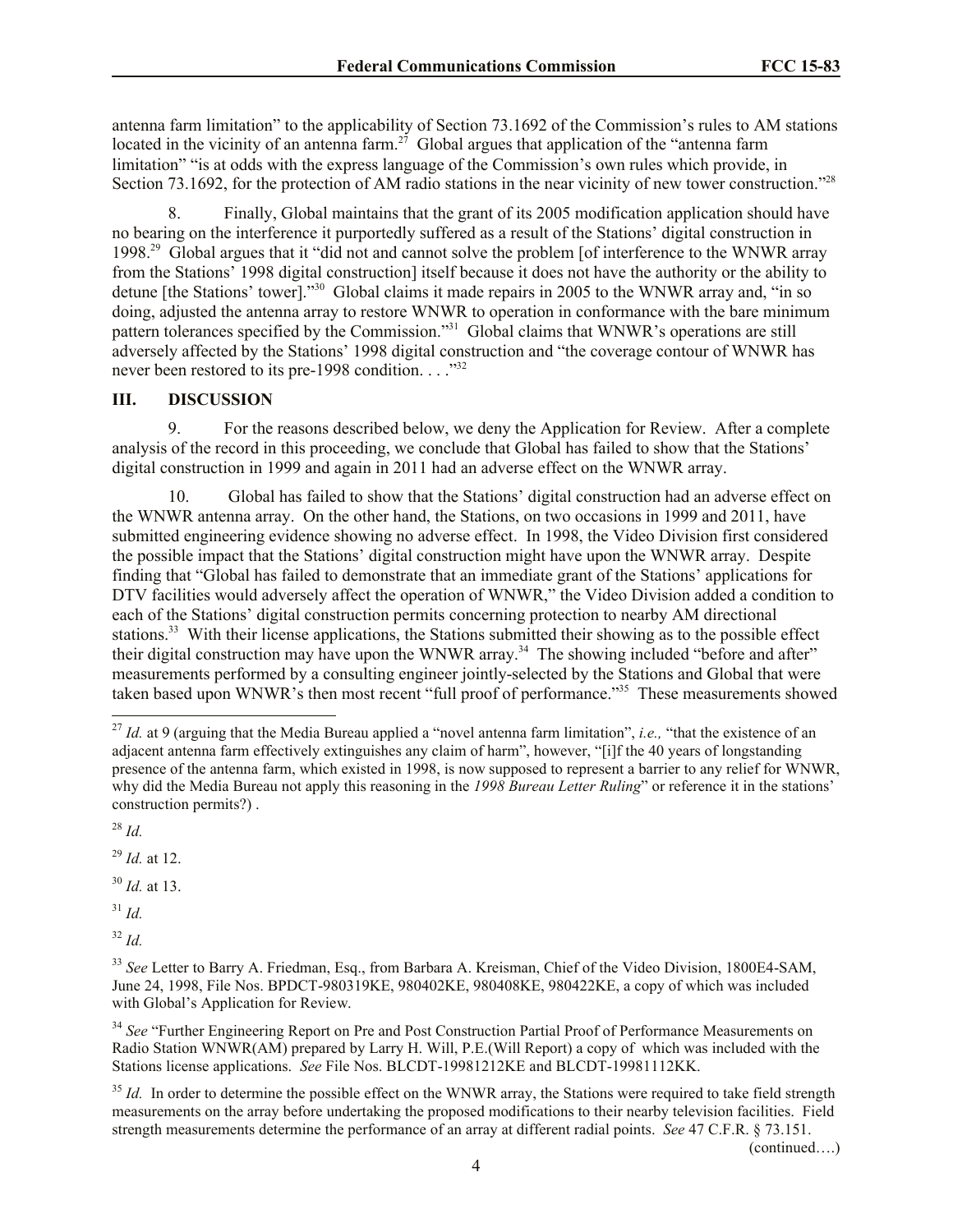antenna farm limitation" to the applicability of Section 73.1692 of the Commission's rules to AM stations located in the vicinity of an antenna farm.[27] Global argues that application of the "antenna farm limitation" "is at odds with the express language of the Commission's own rules which provide, in Section 73.1692, for the protection of AM radio stations in the near vicinity of new tower construction."[28]

8. Finally, Global maintains that the grant of its 2005 modification application should have no bearing on the interference it purportedly suffered as a result of the Stations' digital construction in 1998.[29] Global argues that it "did not and cannot solve the problem [of interference to the WNWR array from the Stations' 1998 digital construction] itself because it does not have the authority or the ability to detune [the Stations' tower]."[30] Global claims it made repairs in 2005 to the WNWR array and, "in so doing, adjusted the antenna array to restore WNWR to operation in conformance with the bare minimum pattern tolerances specified by the Commission."[31] Global claims that WNWR's operations are still adversely affected by the Stations' 1998 digital construction and "the coverage contour of WNWR has never been restored to its pre-1998 condition. . . ."[32]

## III. DISCUSSION

9. For the reasons described below, we deny the Application for Review. After a complete analysis of the record in this proceeding, we conclude that Global has failed to show that the Stations' digital construction in 1999 and again in 2011 had an adverse effect on the WNWR array.

10. Global has failed to show that the Stations' digital construction had an adverse effect on the WNWR antenna array. On the other hand, the Stations, on two occasions in 1999 and 2011, have submitted engineering evidence showing no adverse effect. In 1998, the Video Division first considered the possible impact that the Stations' digital construction might have upon the WNWR array. Despite finding that "Global has failed to demonstrate that an immediate grant of the Stations' applications for DTV facilities would adversely affect the operation of WNWR," the Video Division added a condition to each of the Stations' digital construction permits concerning protection to nearby AM directional stations.[33] With their license applications, the Stations submitted their showing as to the possible effect their digital construction may have upon the WNWR array.[34] The showing included "before and after" measurements performed by a consulting engineer jointly-selected by the Stations and Global that were taken based upon WNWR's then most recent "full proof of performance."[35] These measurements showed

---

[27] *Id.* at 9 (arguing that the Media Bureau applied a "novel antenna farm limitation", *i.e.,* "that the existence of an adjacent antenna farm effectively extinguishes any claim of harm", however, "[i]f the 40 years of longstanding presence of the antenna farm, which existed in 1998, is now supposed to represent a barrier to any relief for WNWR, why did the Media Bureau not apply this reasoning in the *1998 Bureau Letter Ruling*" or reference it in the stations' construction permits?) .

[28] *Id.*

[29] *Id.* at 12.

[30] *Id.* at 13.

[31] *Id.*

[32] *Id.*

[33] *See* Letter to Barry A. Friedman, Esq., from Barbara A. Kreisman, Chief of the Video Division, 1800E4-SAM, June 24, 1998, File Nos. BPDCT-980319KE, 980402KE, 980408KE, 980422KE, a copy of which was included with Global's Application for Review.

[34] *See* "Further Engineering Report on Pre and Post Construction Partial Proof of Performance Measurements on Radio Station WNWR(AM) prepared by Larry H. Will, P.E.(Will Report) a copy of which was included with the Stations license applications. *See* File Nos. BLCDT-19981212KE and BLCDT-19981112KK.

[35] *Id.* In order to determine the possible effect on the WNWR array, the Stations were required to take field strength measurements on the array before undertaking the proposed modifications to their nearby television facilities. Field strength measurements determine the performance of an array at different radial points. *See* 47 C.F.R. § 73.151.

(continued….)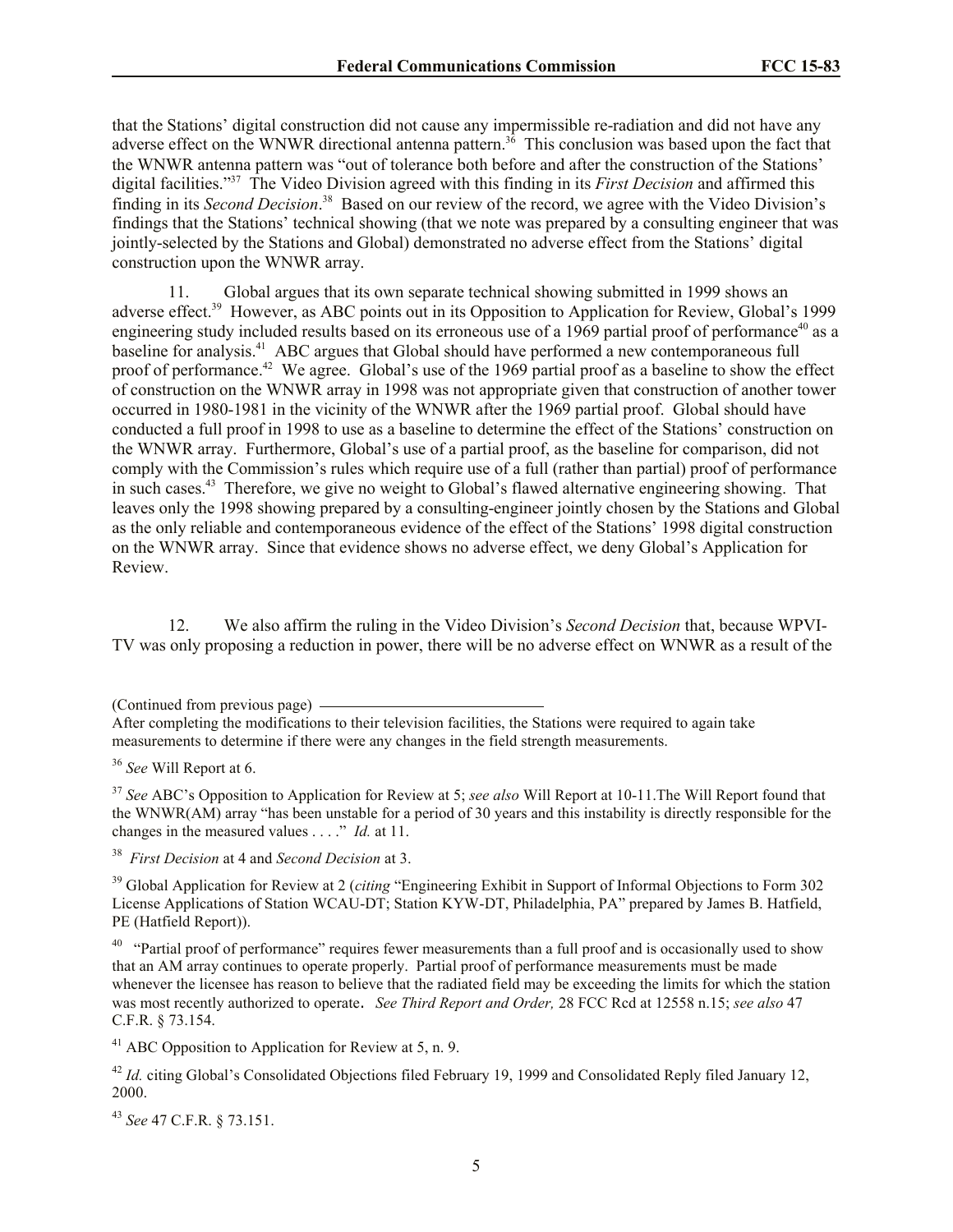that the Stations' digital construction did not cause any impermissible re-radiation and did not have any adverse effect on the WNWR directional antenna pattern.[36] This conclusion was based upon the fact that the WNWR antenna pattern was "out of tolerance both before and after the construction of the Stations' digital facilities."[37] The Video Division agreed with this finding in its *First Decision* and affirmed this finding in its *Second Decision*.[38] Based on our review of the record, we agree with the Video Division's findings that the Stations' technical showing (that we note was prepared by a consulting engineer that was jointly-selected by the Stations and Global) demonstrated no adverse effect from the Stations' digital construction upon the WNWR array.

11. Global argues that its own separate technical showing submitted in 1999 shows an adverse effect.[39] However, as ABC points out in its Opposition to Application for Review, Global's 1999 engineering study included results based on its erroneous use of a 1969 partial proof of performance[40] as a baseline for analysis.[41] ABC argues that Global should have performed a new contemporaneous full proof of performance.[42] We agree. Global's use of the 1969 partial proof as a baseline to show the effect of construction on the WNWR array in 1998 was not appropriate given that construction of another tower occurred in 1980-1981 in the vicinity of the WNWR after the 1969 partial proof. Global should have conducted a full proof in 1998 to use as a baseline to determine the effect of the Stations' construction on the WNWR array. Furthermore, Global's use of a partial proof, as the baseline for comparison, did not comply with the Commission's rules which require use of a full (rather than partial) proof of performance in such cases.[43] Therefore, we give no weight to Global's flawed alternative engineering showing. That leaves only the 1998 showing prepared by a consulting-engineer jointly chosen by the Stations and Global as the only reliable and contemporaneous evidence of the effect of the Stations' 1998 digital construction on the WNWR array. Since that evidence shows no adverse effect, we deny Global's Application for Review.

12. We also affirm the ruling in the Video Division's *Second Decision* that, because WPVI-TV was only proposing a reduction in power, there will be no adverse effect on WNWR as a result of the

(Continued from previous page)
After completing the modifications to their television facilities, the Stations were required to again take measurements to determine if there were any changes in the field strength measurements.

[36] *See* Will Report at 6.

[37] *See* ABC's Opposition to Application for Review at 5; *see also* Will Report at 10-11.The Will Report found that the WNWR(AM) array "has been unstable for a period of 30 years and this instability is directly responsible for the changes in the measured values . . . ." *Id.* at 11.

[38] *First Decision* at 4 and *Second Decision* at 3.

[39] Global Application for Review at 2 (*citing* "Engineering Exhibit in Support of Informal Objections to Form 302 License Applications of Station WCAU-DT; Station KYW-DT, Philadelphia, PA" prepared by James B. Hatfield, PE (Hatfield Report)).

[40] "Partial proof of performance" requires fewer measurements than a full proof and is occasionally used to show that an AM array continues to operate properly. Partial proof of performance measurements must be made whenever the licensee has reason to believe that the radiated field may be exceeding the limits for which the station was most recently authorized to operate. *See Third Report and Order,* 28 FCC Rcd at 12558 n.15; *see also* 47 C.F.R. § 73.154.

[41] ABC Opposition to Application for Review at 5, n. 9.

[42] *Id.* citing Global's Consolidated Objections filed February 19, 1999 and Consolidated Reply filed January 12, 2000.

[43] *See* 47 C.F.R. § 73.151.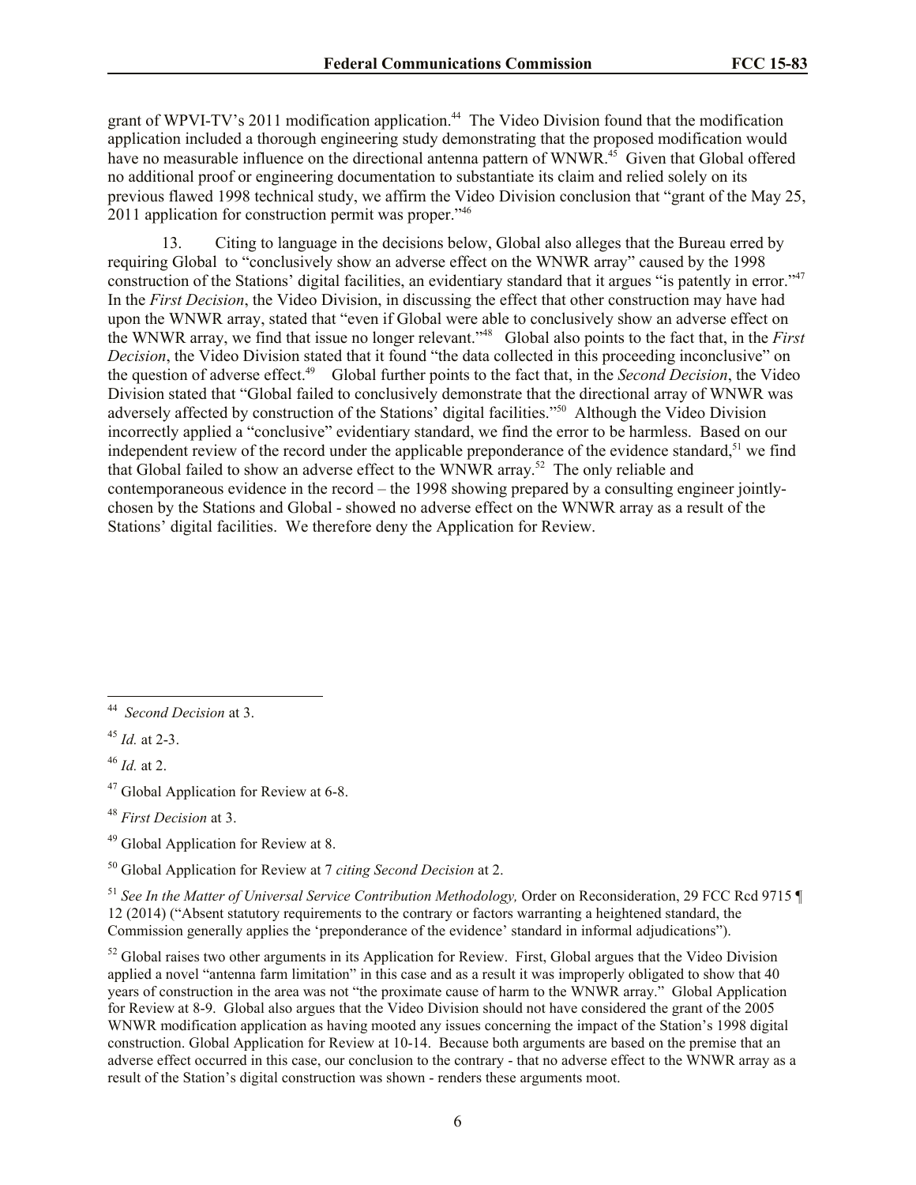grant of WPVI-TV's 2011 modification application.[44] The Video Division found that the modification application included a thorough engineering study demonstrating that the proposed modification would have no measurable influence on the directional antenna pattern of WNWR.[45] Given that Global offered no additional proof or engineering documentation to substantiate its claim and relied solely on its previous flawed 1998 technical study, we affirm the Video Division conclusion that "grant of the May 25, 2011 application for construction permit was proper."[46]

13. Citing to language in the decisions below, Global also alleges that the Bureau erred by requiring Global to "conclusively show an adverse effect on the WNWR array" caused by the 1998 construction of the Stations' digital facilities, an evidentiary standard that it argues "is patently in error."[47] In the *First Decision*, the Video Division, in discussing the effect that other construction may have had upon the WNWR array, stated that "even if Global were able to conclusively show an adverse effect on the WNWR array, we find that issue no longer relevant."[48] Global also points to the fact that, in the *First Decision*, the Video Division stated that it found "the data collected in this proceeding inconclusive" on the question of adverse effect.[49] Global further points to the fact that, in the *Second Decision*, the Video Division stated that "Global failed to conclusively demonstrate that the directional array of WNWR was adversely affected by construction of the Stations' digital facilities."[50] Although the Video Division incorrectly applied a "conclusive" evidentiary standard, we find the error to be harmless. Based on our independent review of the record under the applicable preponderance of the evidence standard,[51] we find that Global failed to show an adverse effect to the WNWR array.[52] The only reliable and contemporaneous evidence in the record – the 1998 showing prepared by a consulting engineer jointly-chosen by the Stations and Global - showed no adverse effect on the WNWR array as a result of the Stations' digital facilities. We therefore deny the Application for Review.

---

[44] *Second Decision* at 3.

[45] *Id.* at 2-3.

[46] *Id.* at 2.

[47] Global Application for Review at 6-8.

[48] *First Decision* at 3.

[49] Global Application for Review at 8.

[50] Global Application for Review at 7 *citing Second Decision* at 2.

[51] *See In the Matter of Universal Service Contribution Methodology,* Order on Reconsideration, 29 FCC Rcd 9715 ¶ 12 (2014) ("Absent statutory requirements to the contrary or factors warranting a heightened standard, the Commission generally applies the 'preponderance of the evidence' standard in informal adjudications").

[52] Global raises two other arguments in its Application for Review. First, Global argues that the Video Division applied a novel "antenna farm limitation" in this case and as a result it was improperly obligated to show that 40 years of construction in the area was not "the proximate cause of harm to the WNWR array." Global Application for Review at 8-9. Global also argues that the Video Division should not have considered the grant of the 2005 WNWR modification application as having mooted any issues concerning the impact of the Station's 1998 digital construction. Global Application for Review at 10-14. Because both arguments are based on the premise that an adverse effect occurred in this case, our conclusion to the contrary - that no adverse effect to the WNWR array as a result of the Station's digital construction was shown - renders these arguments moot.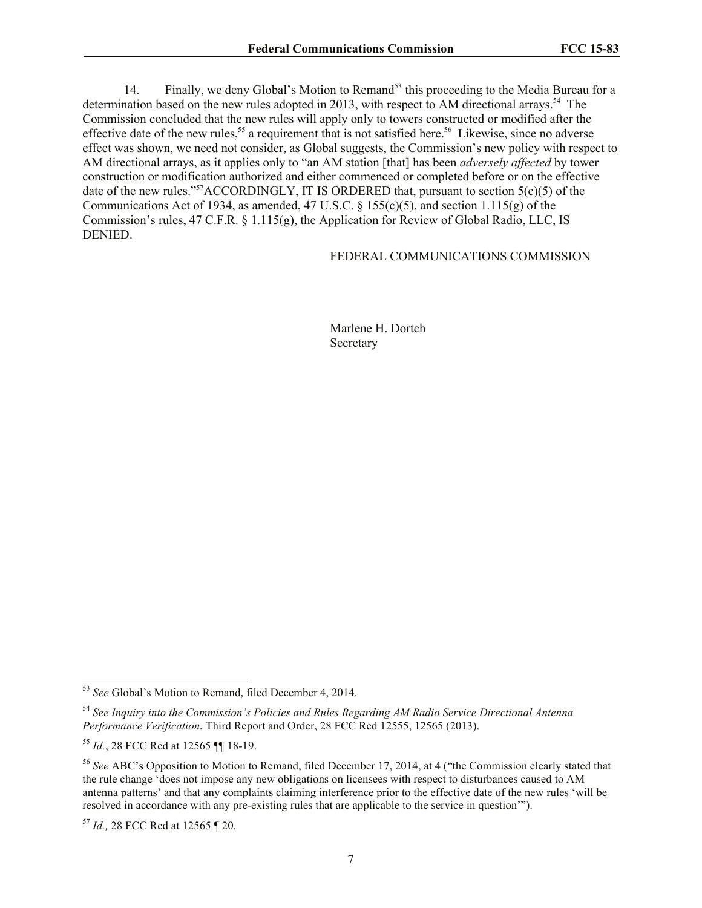14. Finally, we deny Global's Motion to Remand[53] this proceeding to the Media Bureau for a determination based on the new rules adopted in 2013, with respect to AM directional arrays.[54] The Commission concluded that the new rules will apply only to towers constructed or modified after the effective date of the new rules,[55] a requirement that is not satisfied here.[56] Likewise, since no adverse effect was shown, we need not consider, as Global suggests, the Commission's new policy with respect to AM directional arrays, as it applies only to "an AM station [that] has been *adversely affected* by tower construction or modification authorized and either commenced or completed before or on the effective date of the new rules."[57]ACCORDINGLY, IT IS ORDERED that, pursuant to section 5(c)(5) of the Communications Act of 1934, as amended, 47 U.S.C. § 155(c)(5), and section 1.115(g) of the Commission's rules, 47 C.F.R. § 1.115(g), the Application for Review of Global Radio, LLC, IS DENIED.

FEDERAL COMMUNICATIONS COMMISSION

Marlene H. Dortch
Secretary

---

[53] *See* Global's Motion to Remand, filed December 4, 2014.

[54] *See Inquiry into the Commission's Policies and Rules Regarding AM Radio Service Directional Antenna Performance Verification*, Third Report and Order, 28 FCC Rcd 12555, 12565 (2013).

[55] *Id.*, 28 FCC Rcd at 12565 ¶¶ 18-19.

[56] *See* ABC's Opposition to Motion to Remand, filed December 17, 2014, at 4 ("the Commission clearly stated that the rule change 'does not impose any new obligations on licensees with respect to disturbances caused to AM antenna patterns' and that any complaints claiming interference prior to the effective date of the new rules 'will be resolved in accordance with any pre-existing rules that are applicable to the service in question'").

[57] *Id.,* 28 FCC Rcd at 12565 ¶ 20.